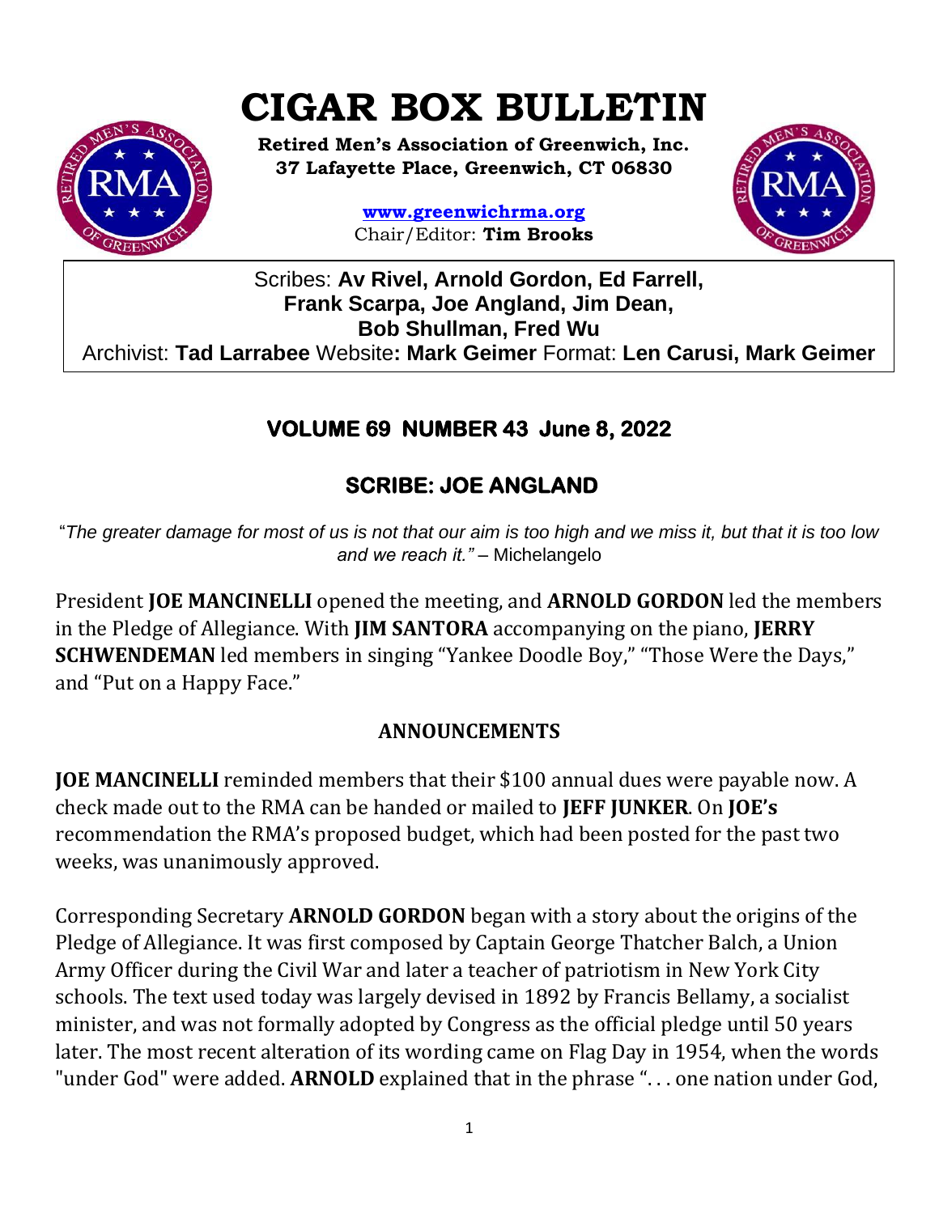# CIGAR BOX BULLETIN

**Retired Men's Association of Greenwich, Inc.**
**37 Lafayette Place, Greenwich, CT 06830**

**www.greenwichrma.org**
Chair/Editor: **Tim Brooks**

Scribes: **Av Rivel, Arnold Gordon, Ed Farrell, Frank Scarpa, Joe Angland, Jim Dean, Bob Shullman, Fred Wu**
Archivist: **Tad Larrabee** Website**: Mark Geimer** Format: **Len Carusi, Mark Geimer**

## VOLUME 69 NUMBER 43 June 8, 2022

## SCRIBE: JOE ANGLAND

"*The greater damage for most of us is not that our aim is too high and we miss it, but that it is too low and we reach it."* – Michelangelo

President **JOE MANCINELLI** opened the meeting, and **ARNOLD GORDON** led the members in the Pledge of Allegiance. With **JIM SANTORA** accompanying on the piano, **JERRY SCHWENDEMAN** led members in singing "Yankee Doodle Boy," "Those Were the Days," and "Put on a Happy Face."

### ANNOUNCEMENTS

**JOE MANCINELLI** reminded members that their $100 annual dues were payable now. A check made out to the RMA can be handed or mailed to **JEFF JUNKER**. On **JOE's** recommendation the RMA's proposed budget, which had been posted for the past two weeks, was unanimously approved.

Corresponding Secretary **ARNOLD GORDON** began with a story about the origins of the Pledge of Allegiance. It was first composed by Captain George Thatcher Balch, a Union Army Officer during the Civil War and later a teacher of patriotism in New York City schools. The text used today was largely devised in 1892 by Francis Bellamy, a socialist minister, and was not formally adopted by Congress as the official pledge until 50 years later. The most recent alteration of its wording came on Flag Day in 1954, when the words "under God" were added. **ARNOLD** explained that in the phrase ". . . one nation under God,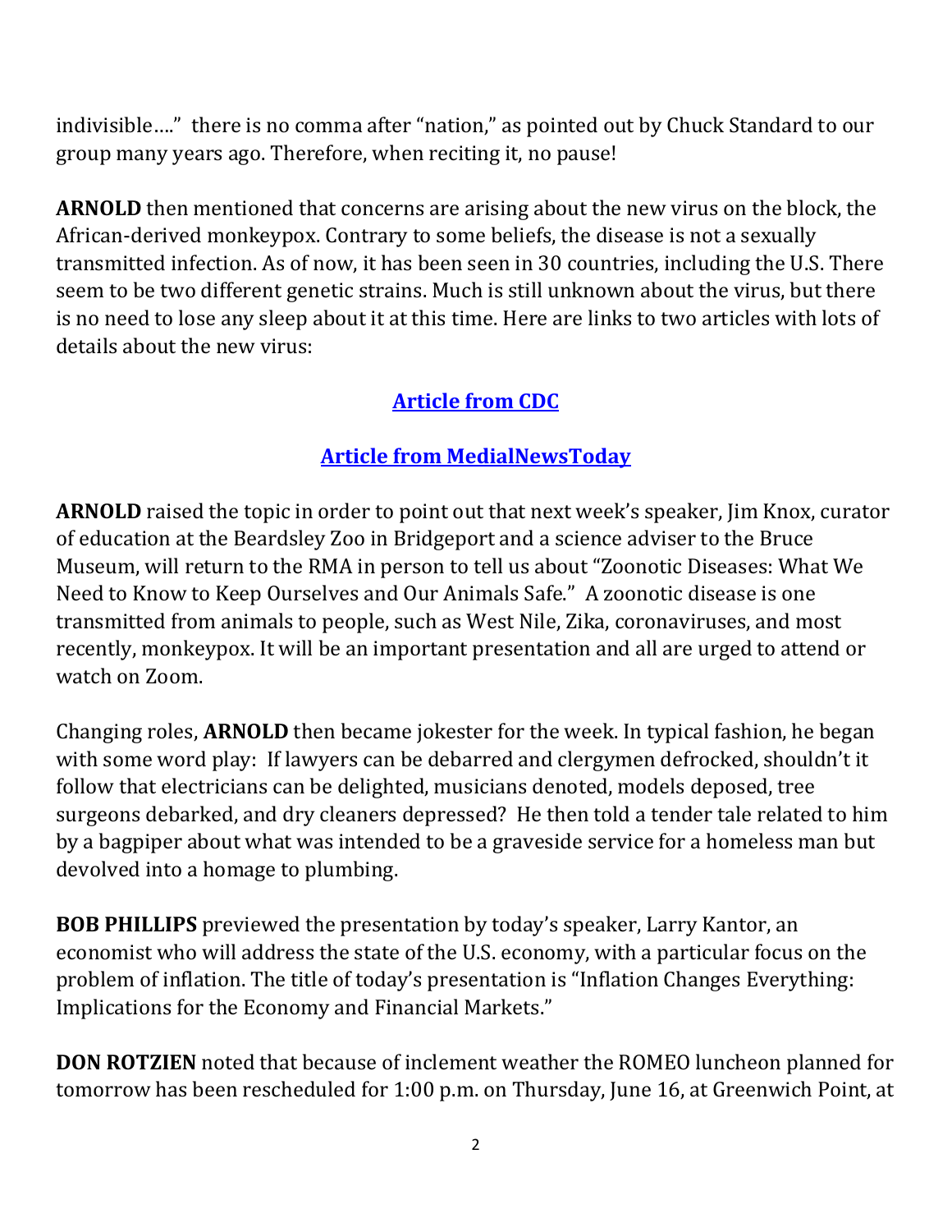indivisible…." there is no comma after "nation," as pointed out by Chuck Standard to our group many years ago. Therefore, when reciting it, no pause!

**ARNOLD** then mentioned that concerns are arising about the new virus on the block, the African-derived monkeypox. Contrary to some beliefs, the disease is not a sexually transmitted infection. As of now, it has been seen in 30 countries, including the U.S. There seem to be two different genetic strains. Much is still unknown about the virus, but there is no need to lose any sleep about it at this time. Here are links to two articles with lots of details about the new virus:

**Article from CDC**

**Article from MedialNewsToday**

**ARNOLD** raised the topic in order to point out that next week's speaker, Jim Knox, curator of education at the Beardsley Zoo in Bridgeport and a science adviser to the Bruce Museum, will return to the RMA in person to tell us about "Zoonotic Diseases: What We Need to Know to Keep Ourselves and Our Animals Safe." A zoonotic disease is one transmitted from animals to people, such as West Nile, Zika, coronaviruses, and most recently, monkeypox. It will be an important presentation and all are urged to attend or watch on Zoom.

Changing roles, **ARNOLD** then became jokester for the week. In typical fashion, he began with some word play: If lawyers can be debarred and clergymen defrocked, shouldn't it follow that electricians can be delighted, musicians denoted, models deposed, tree surgeons debarked, and dry cleaners depressed? He then told a tender tale related to him by a bagpiper about what was intended to be a graveside service for a homeless man but devolved into a homage to plumbing.

**BOB PHILLIPS** previewed the presentation by today's speaker, Larry Kantor, an economist who will address the state of the U.S. economy, with a particular focus on the problem of inflation. The title of today's presentation is "Inflation Changes Everything: Implications for the Economy and Financial Markets."

**DON ROTZIEN** noted that because of inclement weather the ROMEO luncheon planned for tomorrow has been rescheduled for 1:00 p.m. on Thursday, June 16, at Greenwich Point, at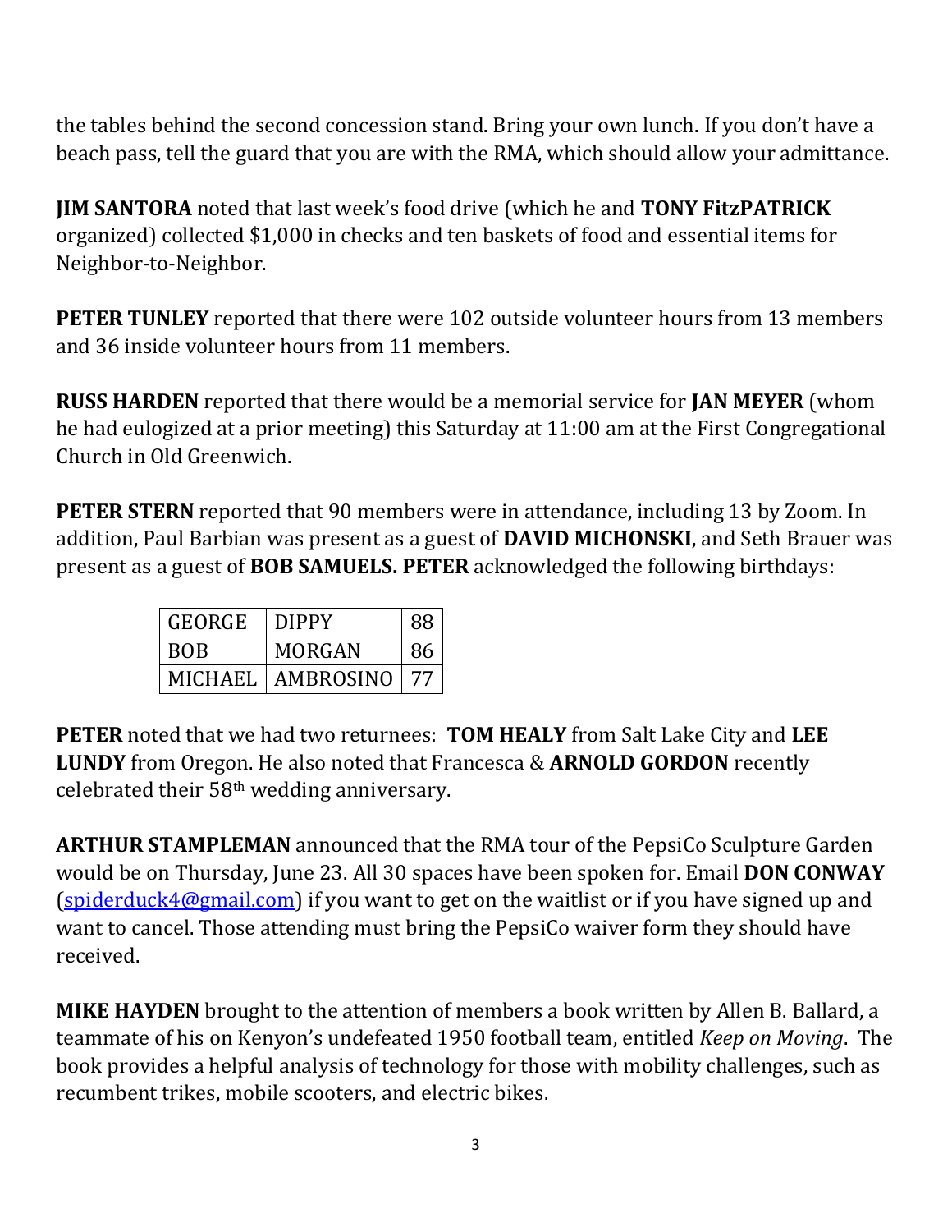the tables behind the second concession stand. Bring your own lunch. If you don't have a beach pass, tell the guard that you are with the RMA, which should allow your admittance.

**JIM SANTORA** noted that last week's food drive (which he and **TONY FitzPATRICK** organized) collected $1,000 in checks and ten baskets of food and essential items for Neighbor-to-Neighbor.

**PETER TUNLEY** reported that there were 102 outside volunteer hours from 13 members and 36 inside volunteer hours from 11 members.

**RUSS HARDEN** reported that there would be a memorial service for **JAN MEYER** (whom he had eulogized at a prior meeting) this Saturday at 11:00 am at the First Congregational Church in Old Greenwich.

**PETER STERN** reported that 90 members were in attendance, including 13 by Zoom. In addition, Paul Barbian was present as a guest of **DAVID MICHONSKI**, and Seth Brauer was present as a guest of **BOB SAMUELS. PETER** acknowledged the following birthdays:

| | | |
|---|---|---|
| GEORGE | DIPPY | 88 |
| BOB | MORGAN | 86 |
| MICHAEL | AMBROSINO | 77 |

**PETER** noted that we had two returnees: **TOM HEALY** from Salt Lake City and **LEE LUNDY** from Oregon. He also noted that Francesca & **ARNOLD GORDON** recently celebrated their 58th wedding anniversary.

**ARTHUR STAMPLEMAN** announced that the RMA tour of the PepsiCo Sculpture Garden would be on Thursday, June 23. All 30 spaces have been spoken for. Email **DON CONWAY** (spiderduck4@gmail.com) if you want to get on the waitlist or if you have signed up and want to cancel. Those attending must bring the PepsiCo waiver form they should have received.

**MIKE HAYDEN** brought to the attention of members a book written by Allen B. Ballard, a teammate of his on Kenyon's undefeated 1950 football team, entitled *Keep on Moving*. The book provides a helpful analysis of technology for those with mobility challenges, such as recumbent trikes, mobile scooters, and electric bikes.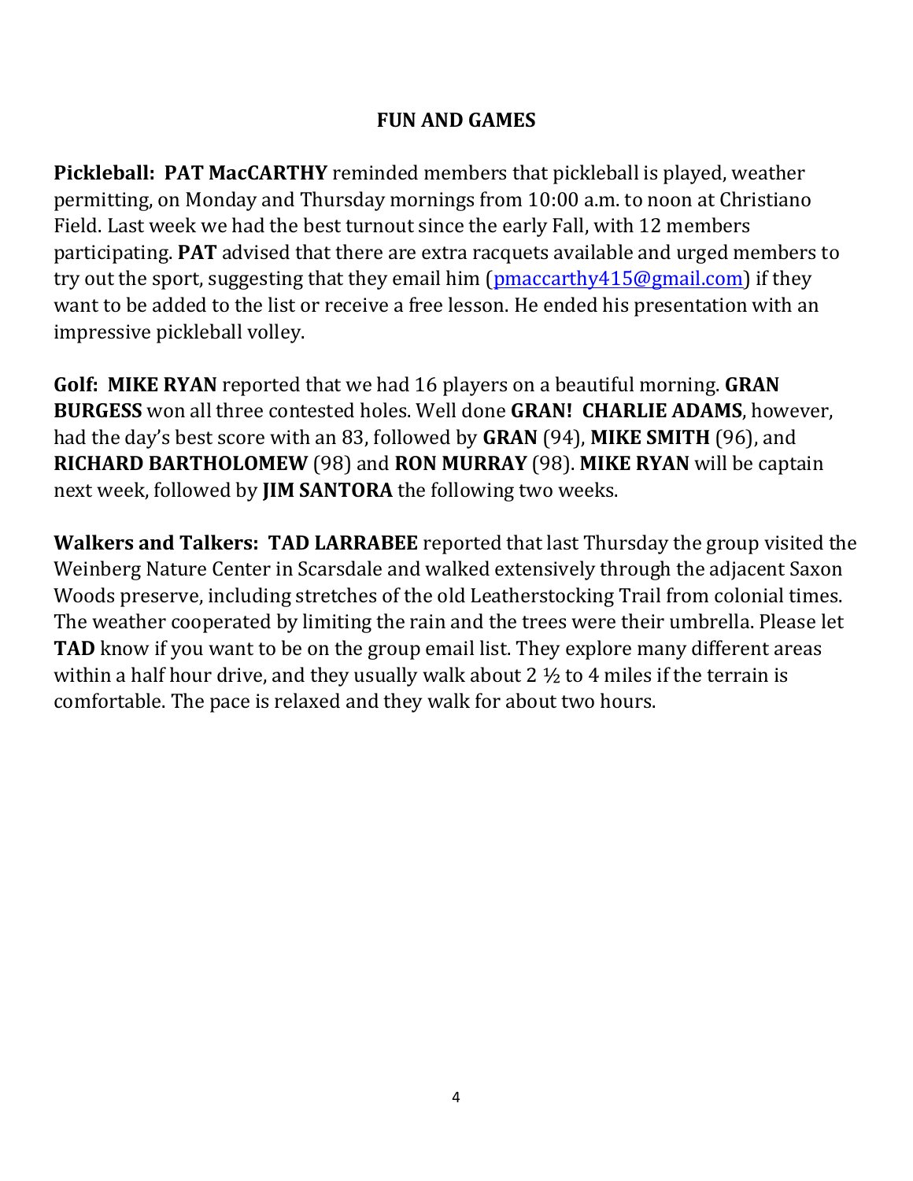## FUN AND GAMES

**Pickleball: PAT MacCARTHY** reminded members that pickleball is played, weather permitting, on Monday and Thursday mornings from 10:00 a.m. to noon at Christiano Field. Last week we had the best turnout since the early Fall, with 12 members participating. **PAT** advised that there are extra racquets available and urged members to try out the sport, suggesting that they email him (pmaccarthy415@gmail.com) if they want to be added to the list or receive a free lesson. He ended his presentation with an impressive pickleball volley.

**Golf: MIKE RYAN** reported that we had 16 players on a beautiful morning. **GRAN BURGESS** won all three contested holes. Well done **GRAN! CHARLIE ADAMS**, however, had the day's best score with an 83, followed by **GRAN** (94), **MIKE SMITH** (96), and **RICHARD BARTHOLOMEW** (98) and **RON MURRAY** (98). **MIKE RYAN** will be captain next week, followed by **JIM SANTORA** the following two weeks.

**Walkers and Talkers: TAD LARRABEE** reported that last Thursday the group visited the Weinberg Nature Center in Scarsdale and walked extensively through the adjacent Saxon Woods preserve, including stretches of the old Leatherstocking Trail from colonial times. The weather cooperated by limiting the rain and the trees were their umbrella. Please let **TAD** know if you want to be on the group email list. They explore many different areas within a half hour drive, and they usually walk about 2 ½ to 4 miles if the terrain is comfortable. The pace is relaxed and they walk for about two hours.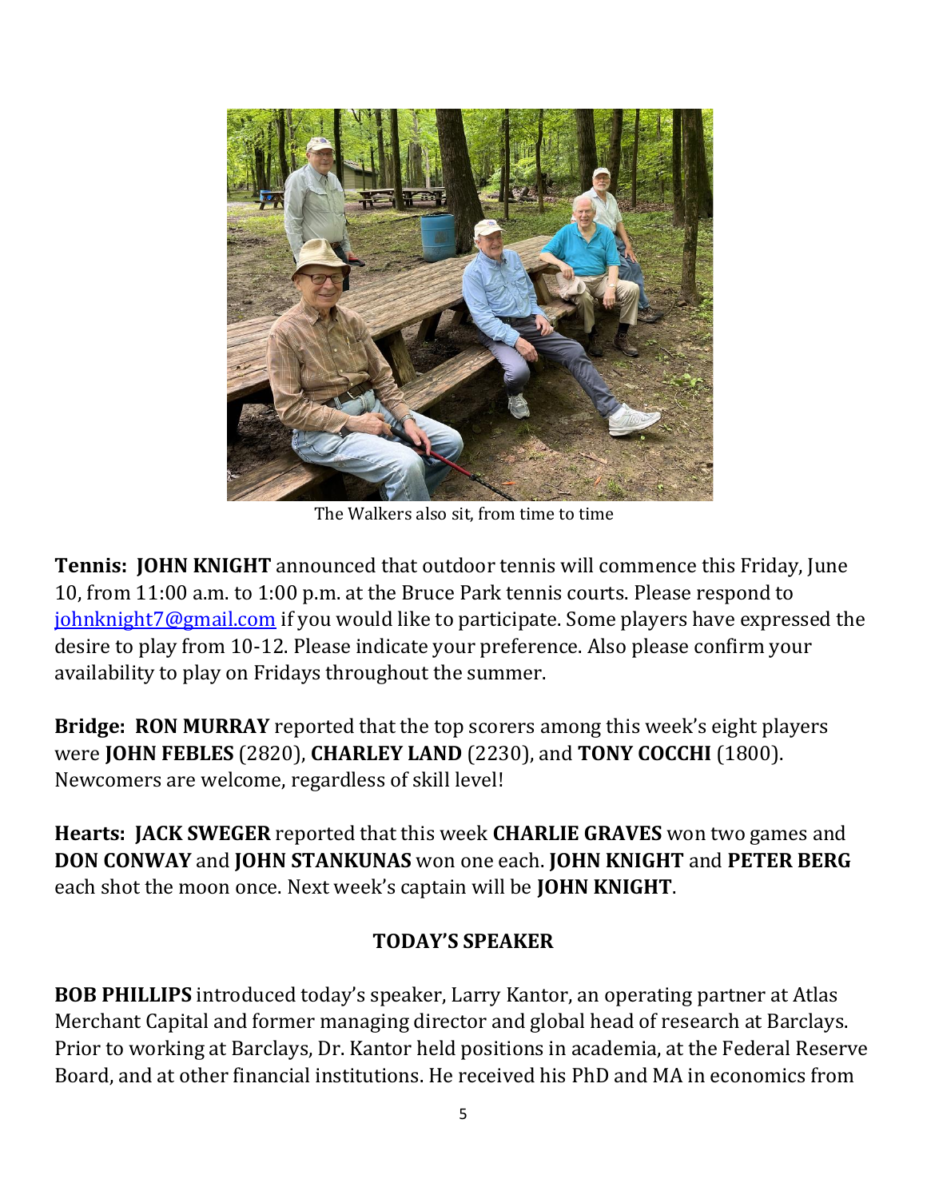The Walkers also sit, from time to time

**Tennis: JOHN KNIGHT** announced that outdoor tennis will commence this Friday, June 10, from 11:00 a.m. to 1:00 p.m. at the Bruce Park tennis courts. Please respond to [johnknight7@gmail.com](mailto:johnknight7@gmail.com) if you would like to participate. Some players have expressed the desire to play from 10-12. Please indicate your preference. Also please confirm your availability to play on Fridays throughout the summer.

**Bridge: RON MURRAY** reported that the top scorers among this week's eight players were **JOHN FEBLES** (2820), **CHARLEY LAND** (2230), and **TONY COCCHI** (1800). Newcomers are welcome, regardless of skill level!

**Hearts: JACK SWEGER** reported that this week **CHARLIE GRAVES** won two games and **DON CONWAY** and **JOHN STANKUNAS** won one each. **JOHN KNIGHT** and **PETER BERG** each shot the moon once. Next week's captain will be **JOHN KNIGHT**.

## TODAY'S SPEAKER

**BOB PHILLIPS** introduced today's speaker, Larry Kantor, an operating partner at Atlas Merchant Capital and former managing director and global head of research at Barclays. Prior to working at Barclays, Dr. Kantor held positions in academia, at the Federal Reserve Board, and at other financial institutions. He received his PhD and MA in economics from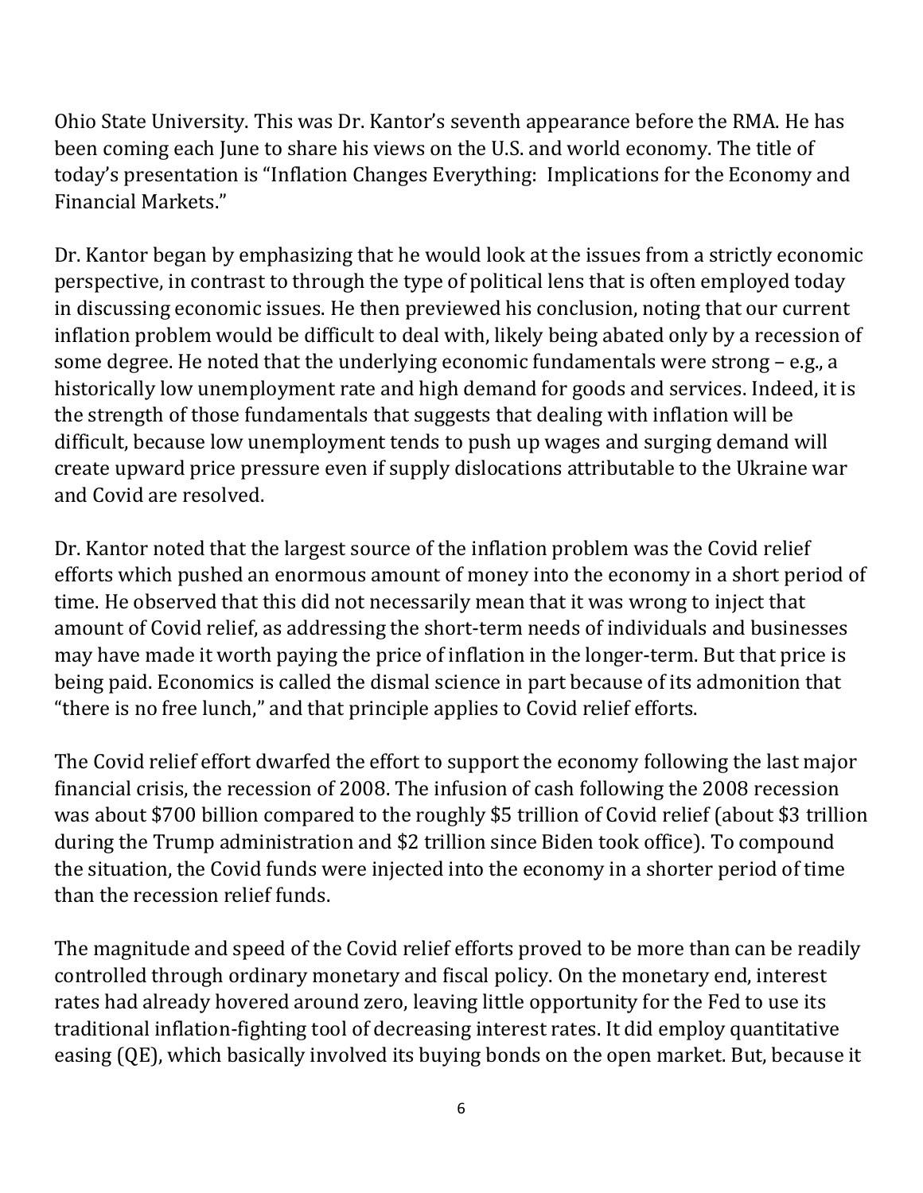Ohio State University. This was Dr. Kantor's seventh appearance before the RMA. He has been coming each June to share his views on the U.S. and world economy. The title of today's presentation is "Inflation Changes Everything: Implications for the Economy and Financial Markets."

Dr. Kantor began by emphasizing that he would look at the issues from a strictly economic perspective, in contrast to through the type of political lens that is often employed today in discussing economic issues. He then previewed his conclusion, noting that our current inflation problem would be difficult to deal with, likely being abated only by a recession of some degree. He noted that the underlying economic fundamentals were strong – e.g., a historically low unemployment rate and high demand for goods and services. Indeed, it is the strength of those fundamentals that suggests that dealing with inflation will be difficult, because low unemployment tends to push up wages and surging demand will create upward price pressure even if supply dislocations attributable to the Ukraine war and Covid are resolved.

Dr. Kantor noted that the largest source of the inflation problem was the Covid relief efforts which pushed an enormous amount of money into the economy in a short period of time. He observed that this did not necessarily mean that it was wrong to inject that amount of Covid relief, as addressing the short-term needs of individuals and businesses may have made it worth paying the price of inflation in the longer-term. But that price is being paid. Economics is called the dismal science in part because of its admonition that "there is no free lunch," and that principle applies to Covid relief efforts.

The Covid relief effort dwarfed the effort to support the economy following the last major financial crisis, the recession of 2008. The infusion of cash following the 2008 recession was about $700 billion compared to the roughly $5 trillion of Covid relief (about $3 trillion during the Trump administration and $2 trillion since Biden took office). To compound the situation, the Covid funds were injected into the economy in a shorter period of time than the recession relief funds.

The magnitude and speed of the Covid relief efforts proved to be more than can be readily controlled through ordinary monetary and fiscal policy. On the monetary end, interest rates had already hovered around zero, leaving little opportunity for the Fed to use its traditional inflation-fighting tool of decreasing interest rates. It did employ quantitative easing (QE), which basically involved its buying bonds on the open market. But, because it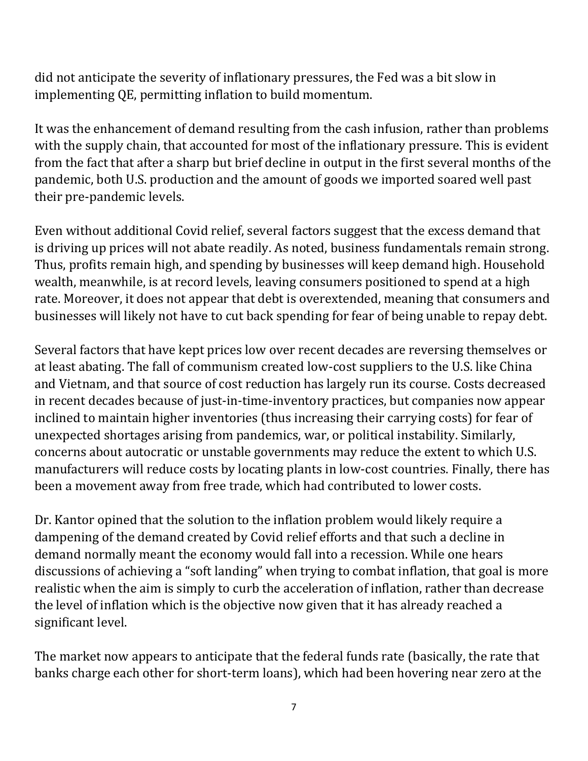did not anticipate the severity of inflationary pressures, the Fed was a bit slow in implementing QE, permitting inflation to build momentum.

It was the enhancement of demand resulting from the cash infusion, rather than problems with the supply chain, that accounted for most of the inflationary pressure. This is evident from the fact that after a sharp but brief decline in output in the first several months of the pandemic, both U.S. production and the amount of goods we imported soared well past their pre-pandemic levels.

Even without additional Covid relief, several factors suggest that the excess demand that is driving up prices will not abate readily. As noted, business fundamentals remain strong. Thus, profits remain high, and spending by businesses will keep demand high. Household wealth, meanwhile, is at record levels, leaving consumers positioned to spend at a high rate. Moreover, it does not appear that debt is overextended, meaning that consumers and businesses will likely not have to cut back spending for fear of being unable to repay debt.

Several factors that have kept prices low over recent decades are reversing themselves or at least abating. The fall of communism created low-cost suppliers to the U.S. like China and Vietnam, and that source of cost reduction has largely run its course. Costs decreased in recent decades because of just-in-time-inventory practices, but companies now appear inclined to maintain higher inventories (thus increasing their carrying costs) for fear of unexpected shortages arising from pandemics, war, or political instability. Similarly, concerns about autocratic or unstable governments may reduce the extent to which U.S. manufacturers will reduce costs by locating plants in low-cost countries. Finally, there has been a movement away from free trade, which had contributed to lower costs.

Dr. Kantor opined that the solution to the inflation problem would likely require a dampening of the demand created by Covid relief efforts and that such a decline in demand normally meant the economy would fall into a recession. While one hears discussions of achieving a "soft landing" when trying to combat inflation, that goal is more realistic when the aim is simply to curb the acceleration of inflation, rather than decrease the level of inflation which is the objective now given that it has already reached a significant level.

The market now appears to anticipate that the federal funds rate (basically, the rate that banks charge each other for short-term loans), which had been hovering near zero at the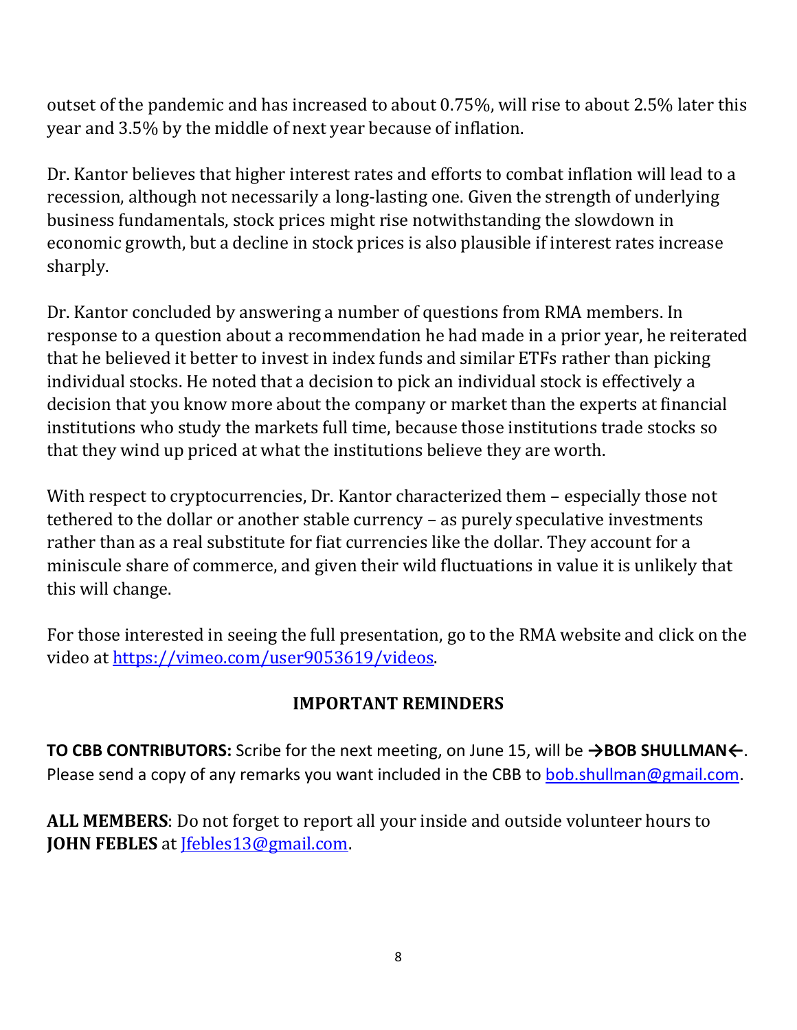outset of the pandemic and has increased to about 0.75%, will rise to about 2.5% later this year and 3.5% by the middle of next year because of inflation.

Dr. Kantor believes that higher interest rates and efforts to combat inflation will lead to a recession, although not necessarily a long-lasting one. Given the strength of underlying business fundamentals, stock prices might rise notwithstanding the slowdown in economic growth, but a decline in stock prices is also plausible if interest rates increase sharply.

Dr. Kantor concluded by answering a number of questions from RMA members. In response to a question about a recommendation he had made in a prior year, he reiterated that he believed it better to invest in index funds and similar ETFs rather than picking individual stocks. He noted that a decision to pick an individual stock is effectively a decision that you know more about the company or market than the experts at financial institutions who study the markets full time, because those institutions trade stocks so that they wind up priced at what the institutions believe they are worth.

With respect to cryptocurrencies, Dr. Kantor characterized them – especially those not tethered to the dollar or another stable currency – as purely speculative investments rather than as a real substitute for fiat currencies like the dollar. They account for a miniscule share of commerce, and given their wild fluctuations in value it is unlikely that this will change.

For those interested in seeing the full presentation, go to the RMA website and click on the video at [https://vimeo.com/user9053619/videos](https://vimeo.com/user9053619/videos).

## IMPORTANT REMINDERS

**TO CBB CONTRIBUTORS:** Scribe for the next meeting, on June 15, will be **→BOB SHULLMAN←**. Please send a copy of any remarks you want included in the CBB to [bob.shullman@gmail.com](mailto:bob.shullman@gmail.com).

**ALL MEMBERS**: Do not forget to report all your inside and outside volunteer hours to **JOHN FEBLES** at [Jfebles13@gmail.com](mailto:Jfebles13@gmail.com).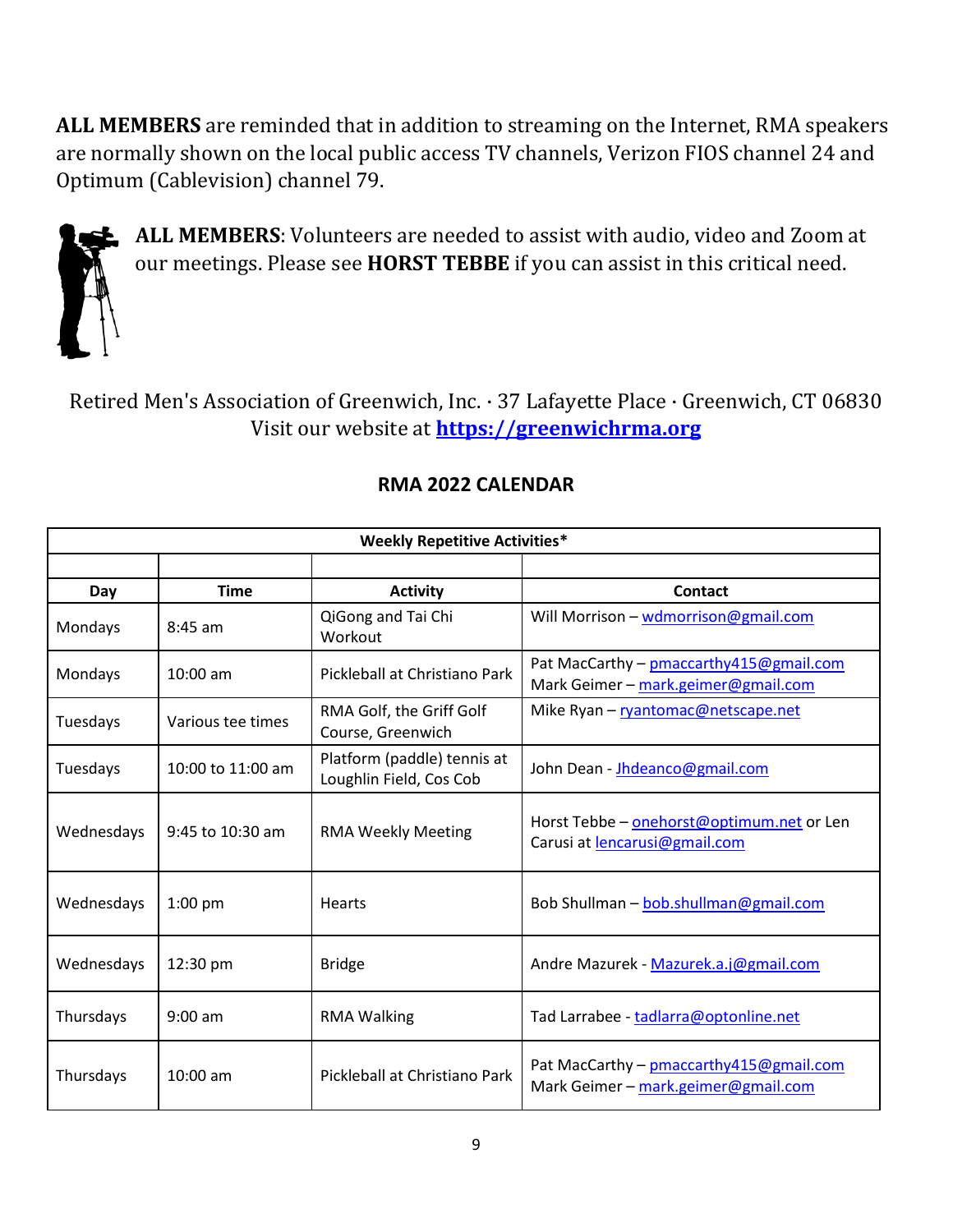**ALL MEMBERS** are reminded that in addition to streaming on the Internet, RMA speakers are normally shown on the local public access TV channels, Verizon FIOS channel 24 and Optimum (Cablevision) channel 79.

**ALL MEMBERS**: Volunteers are needed to assist with audio, video and Zoom at our meetings. Please see **HORST TEBBE** if you can assist in this critical need.

Retired Men's Association of Greenwich, Inc. · 37 Lafayette Place · Greenwich, CT 06830
Visit our website at **https://greenwichrma.org**

## RMA 2022 CALENDAR

| Weekly Repetitive Activities* | | | |
|---|---|---|---|
| | | | |
| **Day** | **Time** | **Activity** | **Contact** |
| Mondays | 8:45 am | QiGong and Tai Chi Workout | Will Morrison – wdmorrison@gmail.com |
| Mondays | 10:00 am | Pickleball at Christiano Park | Pat MacCarthy – pmaccarthy415@gmail.com Mark Geimer – mark.geimer@gmail.com |
| Tuesdays | Various tee times | RMA Golf, the Griff Golf Course, Greenwich | Mike Ryan – ryantomac@netscape.net |
| Tuesdays | 10:00 to 11:00 am | Platform (paddle) tennis at Loughlin Field, Cos Cob | John Dean - Jhdeanco@gmail.com |
| Wednesdays | 9:45 to 10:30 am | RMA Weekly Meeting | Horst Tebbe – onehorst@optimum.net or Len Carusi at lencarusi@gmail.com |
| Wednesdays | 1:00 pm | Hearts | Bob Shullman – bob.shullman@gmail.com |
| Wednesdays | 12:30 pm | Bridge | Andre Mazurek - Mazurek.a.j@gmail.com |
| Thursdays | 9:00 am | RMA Walking | Tad Larrabee - tadlarra@optonline.net |
| Thursdays | 10:00 am | Pickleball at Christiano Park | Pat MacCarthy – pmaccarthy415@gmail.com Mark Geimer – mark.geimer@gmail.com |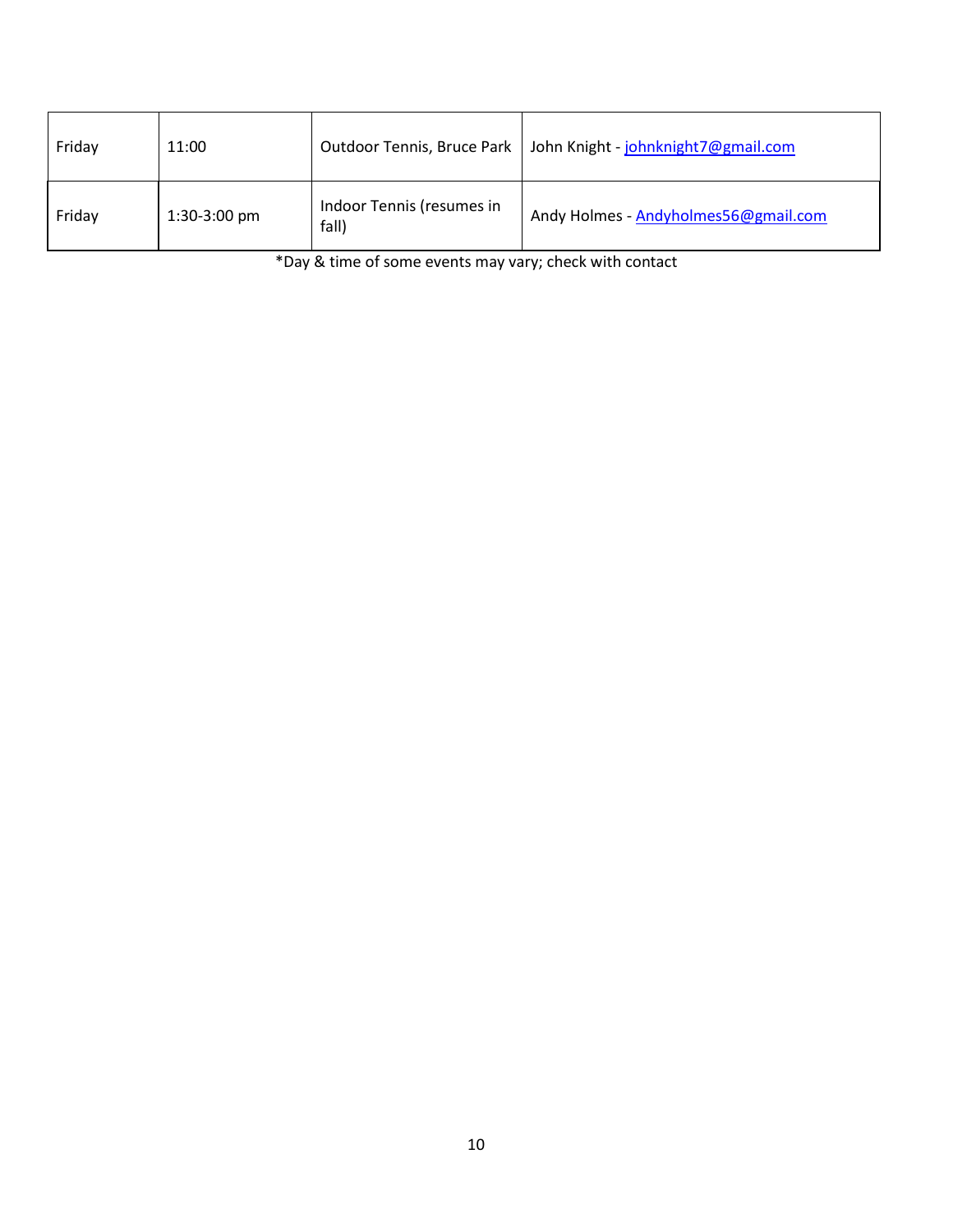| | | | |
|---|---|---|---|
| Friday | 11:00 | Outdoor Tennis, Bruce Park | John Knight - johnknight7@gmail.com |
| Friday | 1:30-3:00 pm | Indoor Tennis (resumes in fall) | Andy Holmes - Andyholmes56@gmail.com |

*Day & time of some events may vary; check with contact